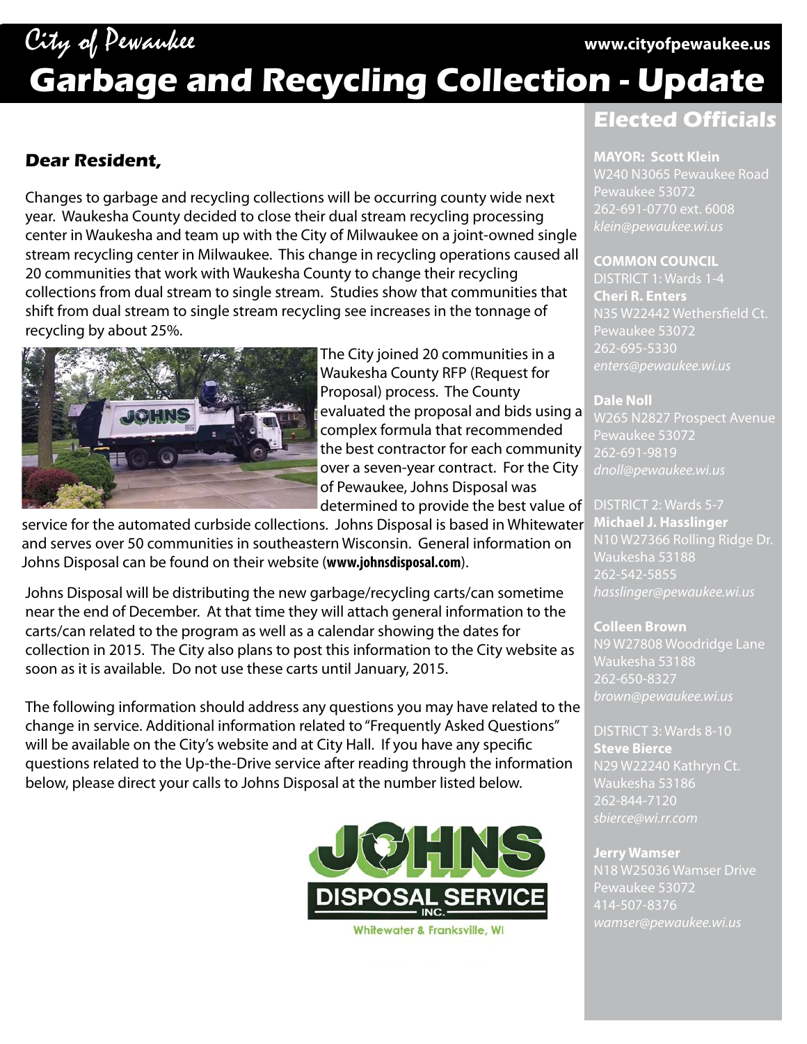City of Pewaukee

www.cityofpewaukee.us

# Garbage and Recycling Collection - Update

**Dear Resident,**

Changes to garbage and recycling collections will be occurring county wide next year. Waukesha County decided to close their dual stream recycling processing center in Waukesha and team up with the City of Milwaukee on a joint-owned single stream recycling center in Milwaukee. This change in recycling operations caused all 20 communities that work with Waukesha County to change their recycling collections from dual stream to single stream. Studies show that communities that shift from dual stream to single stream recycling see increases in the tonnage of recycling by about 25%.

The City joined 20 communities in a Waukesha County RFP (Request for Proposal) process. The County evaluated the proposal and bids using a complex formula that recommended the best contractor for each community over a seven-year contract. For the City of Pewaukee, Johns Disposal was determined to provide the best value of service for the automated curbside collections. Johns Disposal is based in Whitewater and serves over 50 communities in southeastern Wisconsin. General information on Johns Disposal can be found on their website (**www.johnsdisposal.com**).

Johns Disposal will be distributing the new garbage/recycling carts/can sometime near the end of December. At that time they will attach general information to the carts/can related to the program as well as a calendar showing the dates for collection in 2015. The City also plans to post this information to the City website as soon as it is available. Do not use these carts until January, 2015.

The following information should address any questions you may have related to the change in service. Additional information related to "Frequently Asked Questions" will be available on the City's website and at City Hall. If you have any specific questions related to the Up-the-Drive service after reading through the information below, please direct your calls to Johns Disposal at the number listed below.

JOHNS DISPOSAL SERVICE INC.
Whitewater & Franksville, WI

## Elected Officials

**MAYOR: Scott Klein**
W240 N3065 Pewaukee Road
Pewaukee 53072
262-691-0770 ext. 6008
*klein@pewaukee.wi.us*

**COMMON COUNCIL**

DISTRICT 1: Wards 1-4

**Cheri R. Enters**
N35 W22442 Wethersfield Ct.
Pewaukee 53072
262-695-5330
*enters@pewaukee.wi.us*

**Dale Noll**
W265 N2827 Prospect Avenue
Pewaukee 53072
262-691-9819
*dnoll@pewaukee.wi.us*

DISTRICT 2: Wards 5-7

**Michael J. Hasslinger**
N10 W27366 Rolling Ridge Dr.
Waukesha 53188
262-542-5855
*hasslinger@pewaukee.wi.us*

**Colleen Brown**
N9 W27808 Woodridge Lane
Waukesha 53188
262-650-8327
*brown@pewaukee.wi.us*

DISTRICT 3: Wards 8-10

**Steve Bierce**
N29 W22240 Kathryn Ct.
Waukesha 53186
262-844-7120
*sbierce@wi.rr.com*

**Jerry Wamser**
N18 W25036 Wamser Drive
Pewaukee 53072
414-507-8376
*wamser@pewaukee.wi.us*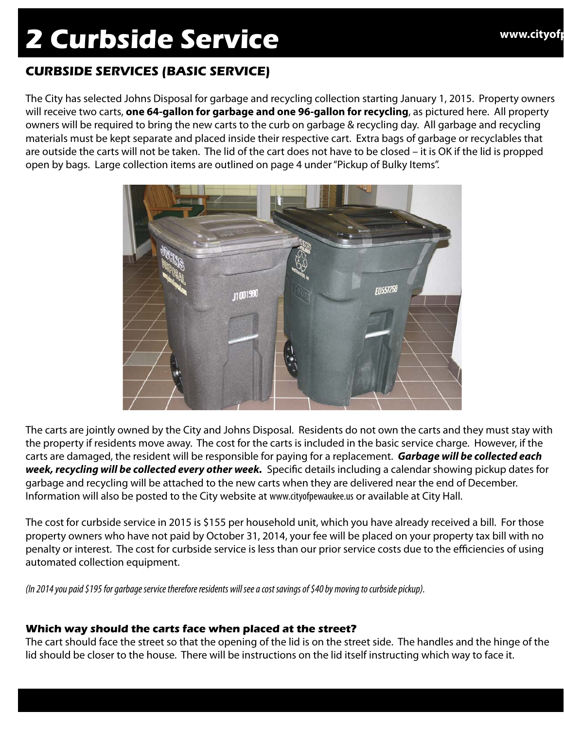# 2 Curbside Service

## CURBSIDE SERVICES (BASIC SERVICE)

The City has selected Johns Disposal for garbage and recycling collection starting January 1, 2015. Property owners will receive two carts, **one 64-gallon for garbage and one 96-gallon for recycling**, as pictured here. All property owners will be required to bring the new carts to the curb on garbage & recycling day. All garbage and recycling materials must be kept separate and placed inside their respective cart. Extra bags of garbage or recyclables that are outside the carts will not be taken. The lid of the cart does not have to be closed – it is OK if the lid is propped open by bags. Large collection items are outlined on page 4 under "Pickup of Bulky Items".

The carts are jointly owned by the City and Johns Disposal. Residents do not own the carts and they must stay with the property if residents move away. The cost for the carts is included in the basic service charge. However, if the carts are damaged, the resident will be responsible for paying for a replacement. ***Garbage will be collected each week, recycling will be collected every other week.*** Specific details including a calendar showing pickup dates for garbage and recycling will be attached to the new carts when they are delivered near the end of December. Information will also be posted to the City website at www.cityofpewaukee.us or available at City Hall.

The cost for curbside service in 2015 is $155 per household unit, which you have already received a bill. For those property owners who have not paid by October 31, 2014, your fee will be placed on your property tax bill with no penalty or interest. The cost for curbside service is less than our prior service costs due to the efficiencies of using automated collection equipment.

*(In 2014 you paid $195 for garbage service therefore residents will see a cost savings of $40 by moving to curbside pickup).*

#### Which way should the carts face when placed at the street?

The cart should face the street so that the opening of the lid is on the street side. The handles and the hinge of the lid should be closer to the house. There will be instructions on the lid itself instructing which way to face it.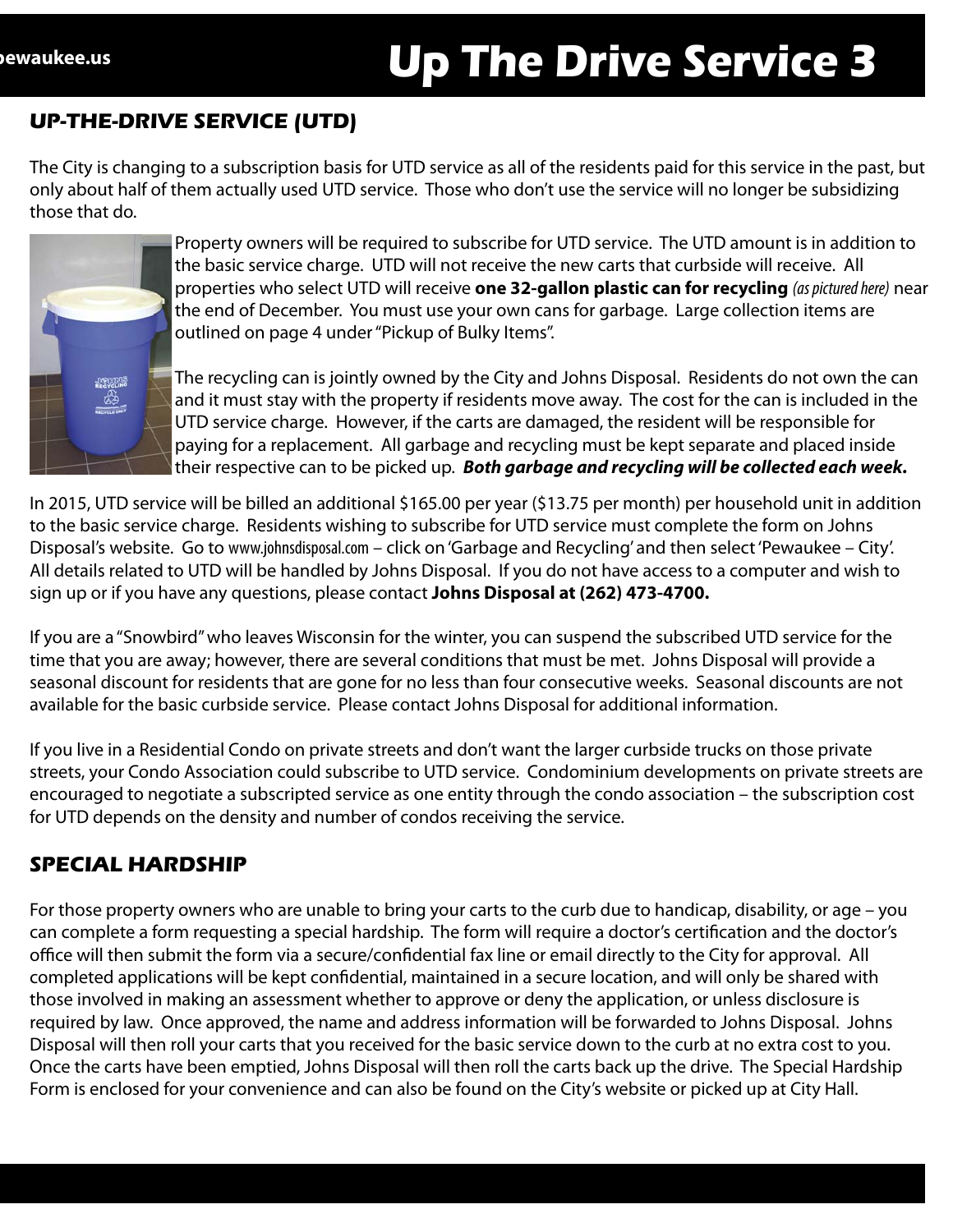## UP-THE-DRIVE SERVICE (UTD)

The City is changing to a subscription basis for UTD service as all of the residents paid for this service in the past, but only about half of them actually used UTD service. Those who don't use the service will no longer be subsidizing those that do.

Property owners will be required to subscribe for UTD service. The UTD amount is in addition to the basic service charge. UTD will not receive the new carts that curbside will receive. All properties who select UTD will receive **one 32-gallon plastic can for recycling** *(as pictured here)* near the end of December. You must use your own cans for garbage. Large collection items are outlined on page 4 under "Pickup of Bulky Items".

The recycling can is jointly owned by the City and Johns Disposal. Residents do not own the can and it must stay with the property if residents move away. The cost for the can is included in the UTD service charge. However, if the carts are damaged, the resident will be responsible for paying for a replacement. All garbage and recycling must be kept separate and placed inside their respective can to be picked up. ***Both garbage and recycling will be collected each week.***

In 2015, UTD service will be billed an additional $165.00 per year ($13.75 per month) per household unit in addition to the basic service charge. Residents wishing to subscribe for UTD service must complete the form on Johns Disposal's website. Go to www.johnsdisposal.com – click on 'Garbage and Recycling' and then select 'Pewaukee – City'. All details related to UTD will be handled by Johns Disposal. If you do not have access to a computer and wish to sign up or if you have any questions, please contact **Johns Disposal at (262) 473-4700.**

If you are a "Snowbird" who leaves Wisconsin for the winter, you can suspend the subscribed UTD service for the time that you are away; however, there are several conditions that must be met. Johns Disposal will provide a seasonal discount for residents that are gone for no less than four consecutive weeks. Seasonal discounts are not available for the basic curbside service. Please contact Johns Disposal for additional information.

If you live in a Residential Condo on private streets and don't want the larger curbside trucks on those private streets, your Condo Association could subscribe to UTD service. Condominium developments on private streets are encouraged to negotiate a subscripted service as one entity through the condo association – the subscription cost for UTD depends on the density and number of condos receiving the service.

## SPECIAL HARDSHIP

For those property owners who are unable to bring your carts to the curb due to handicap, disability, or age – you can complete a form requesting a special hardship. The form will require a doctor's certification and the doctor's office will then submit the form via a secure/confidential fax line or email directly to the City for approval. All completed applications will be kept confidential, maintained in a secure location, and will only be shared with those involved in making an assessment whether to approve or deny the application, or unless disclosure is required by law. Once approved, the name and address information will be forwarded to Johns Disposal. Johns Disposal will then roll your carts that you received for the basic service down to the curb at no extra cost to you. Once the carts have been emptied, Johns Disposal will then roll the carts back up the drive. The Special Hardship Form is enclosed for your convenience and can also be found on the City's website or picked up at City Hall.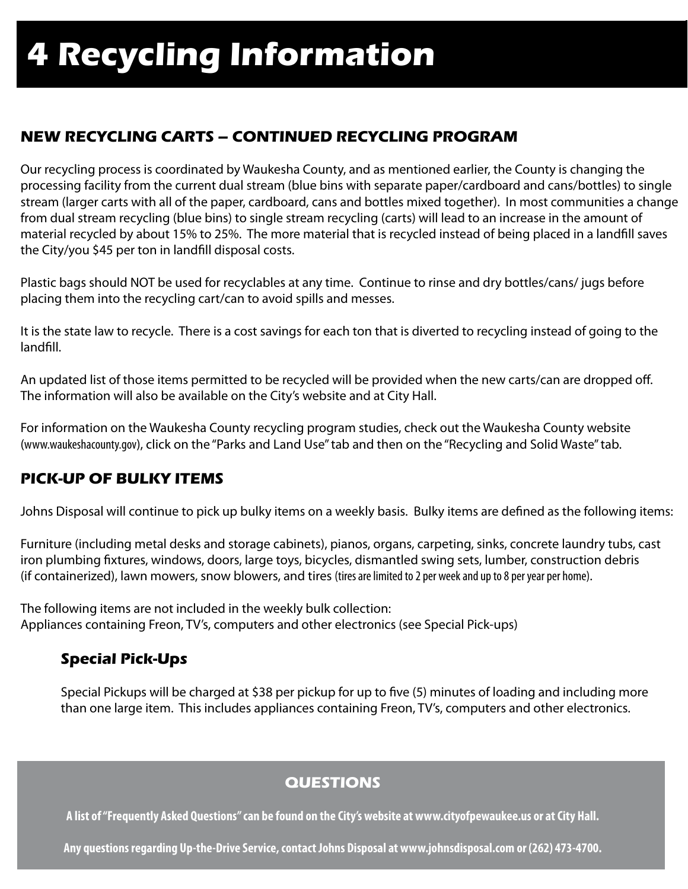# 4 Recycling Information

## NEW RECYCLING CARTS – CONTINUED RECYCLING PROGRAM

Our recycling process is coordinated by Waukesha County, and as mentioned earlier, the County is changing the processing facility from the current dual stream (blue bins with separate paper/cardboard and cans/bottles) to single stream (larger carts with all of the paper, cardboard, cans and bottles mixed together). In most communities a change from dual stream recycling (blue bins) to single stream recycling (carts) will lead to an increase in the amount of material recycled by about 15% to 25%. The more material that is recycled instead of being placed in a landfill saves the City/you $45 per ton in landfill disposal costs.

Plastic bags should NOT be used for recyclables at any time. Continue to rinse and dry bottles/cans/ jugs before placing them into the recycling cart/can to avoid spills and messes.

It is the state law to recycle. There is a cost savings for each ton that is diverted to recycling instead of going to the landfill.

An updated list of those items permitted to be recycled will be provided when the new carts/can are dropped off. The information will also be available on the City's website and at City Hall.

For information on the Waukesha County recycling program studies, check out the Waukesha County website (www.waukeshacounty.gov), click on the "Parks and Land Use" tab and then on the "Recycling and Solid Waste" tab.

## PICK-UP OF BULKY ITEMS

Johns Disposal will continue to pick up bulky items on a weekly basis. Bulky items are defined as the following items:

Furniture (including metal desks and storage cabinets), pianos, organs, carpeting, sinks, concrete laundry tubs, cast iron plumbing fixtures, windows, doors, large toys, bicycles, dismantled swing sets, lumber, construction debris (if containerized), lawn mowers, snow blowers, and tires (tires are limited to 2 per week and up to 8 per year per home).

The following items are not included in the weekly bulk collection:
Appliances containing Freon, TV's, computers and other electronics (see Special Pick-ups)

### Special Pick-Ups

Special Pickups will be charged at $38 per pickup for up to five (5) minutes of loading and including more than one large item. This includes appliances containing Freon, TV's, computers and other electronics.

## QUESTIONS

**A list of "Frequently Asked Questions" can be found on the City's website at www.cityofpewaukee.us or at City Hall.**

**Any questions regarding Up-the-Drive Service, contact Johns Disposal at www.johnsdisposal.com or (262) 473-4700.**